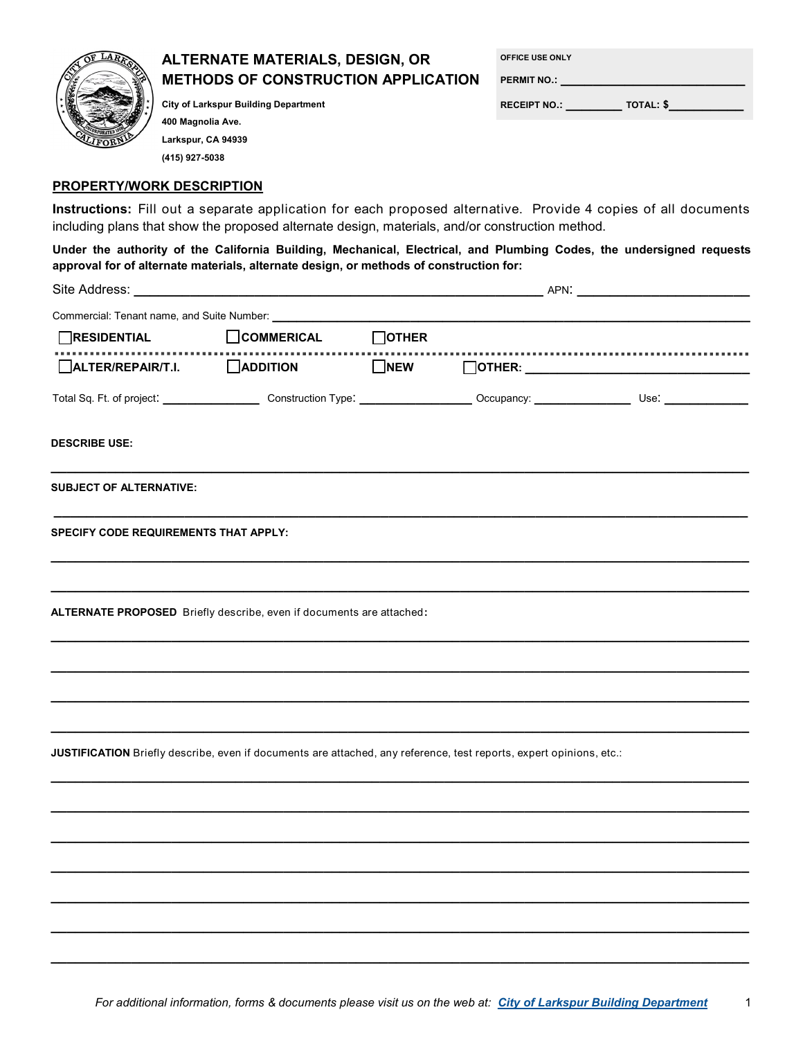# ALTERNATE MATERIALS, DESIGN, OR METHODS OF CONSTRUCTION APPLICATION

**City of Larkspur Building Department**
**400 Magnolia Ave.**
**Larkspur, CA 94939**
**(415) 927-5038**

| OFFICE USE ONLY | |
|---|---|
| PERMIT NO.: _______________ | |
| RECEIPT NO.: _________ | TOTAL: $____________ |

## PROPERTY/WORK DESCRIPTION

**Instructions:** Fill out a separate application for each proposed alternative. Provide 4 copies of all documents including plans that show the proposed alternate design, materials, and/or construction method.

**Under the authority of the California Building, Mechanical, Electrical, and Plumbing Codes, the undersigned requests approval for of alternate materials, alternate design, or methods of construction for:**

Site Address: ____________________________________________ APN: ____________________

Commercial: Tenant name, and Suite Number: ____________________________________________

☐ **RESIDENTIAL** ☐ **COMMERICAL** ☐ **OTHER**

☐ **ALTER/REPAIR/T.I.** ☐ **ADDITION** ☐ **NEW** ☐ **OTHER:** ____________________

Total Sq. Ft. of project: ____________ Construction Type: ____________ Occupancy: ____________ Use: ____________

**DESCRIBE USE:**

______________________________________________________________________________

**SUBJECT OF ALTERNATIVE:**

______________________________________________________________________________

**SPECIFY CODE REQUIREMENTS THAT APPLY:**

______________________________________________________________________________

______________________________________________________________________________

**ALTERNATE PROPOSED** Briefly describe, even if documents are attached**:**

______________________________________________________________________________

______________________________________________________________________________

______________________________________________________________________________

______________________________________________________________________________

**JUSTIFICATION** Briefly describe, even if documents are attached, any reference, test reports, expert opinions, etc.:

______________________________________________________________________________

______________________________________________________________________________

______________________________________________________________________________

______________________________________________________________________________

______________________________________________________________________________

______________________________________________________________________________

______________________________________________________________________________

*For additional information, forms & documents please visit us on the web at: [City of Larkspur Building Department]*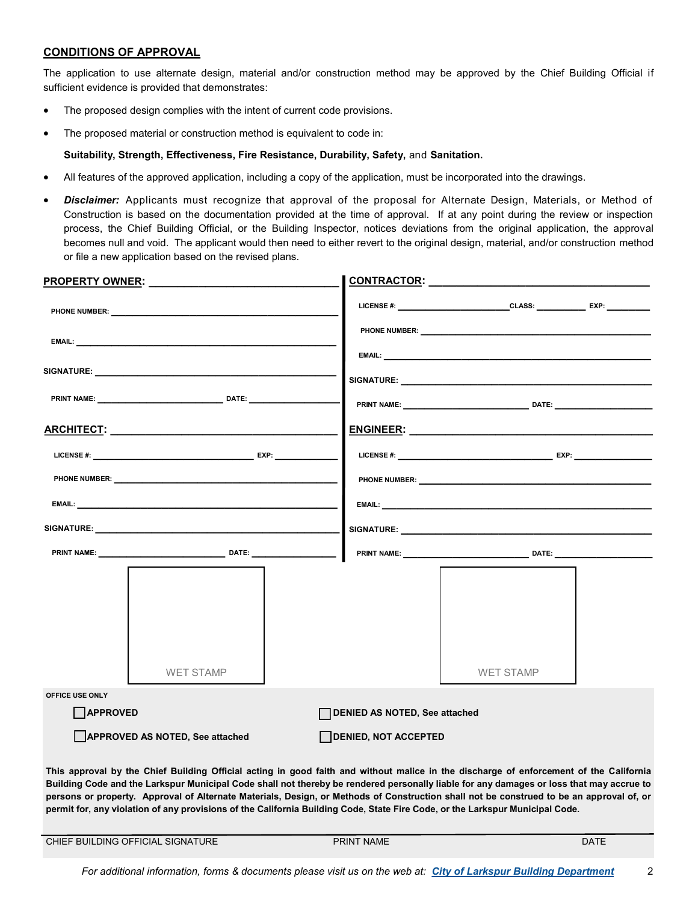## CONDITIONS OF APPROVAL

The application to use alternate design, material and/or construction method may be approved by the Chief Building Official if sufficient evidence is provided that demonstrates:

- The proposed design complies with the intent of current code provisions.
- The proposed material or construction method is equivalent to code in:

  **Suitability, Strength, Effectiveness, Fire Resistance, Durability, Safety,** and **Sanitation.**

- All features of the approved application, including a copy of the application, must be incorporated into the drawings.
- ***Disclaimer:*** Applicants must recognize that approval of the proposal for Alternate Design, Materials, or Method of Construction is based on the documentation provided at the time of approval. If at any point during the review or inspection process, the Chief Building Official, or the Building Inspector, notices deviations from the original application, the approval becomes null and void. The applicant would then need to either revert to the original design, material, and/or construction method or file a new application based on the revised plans.

**PROPERTY OWNER:** ______________________________

PHONE NUMBER: ______________________________

EMAIL: ______________________________

SIGNATURE: ______________________________

PRINT NAME: ____________________ DATE: ______________

**CONTRACTOR:** ______________________________

LICENSE #: ____________________ CLASS: __________ EXP: __________

PHONE NUMBER: ______________________________

EMAIL: ______________________________

SIGNATURE: ______________________________

PRINT NAME: ____________________ DATE: ______________

**ARCHITECT:** ______________________________

LICENSE #: ____________________ EXP: ______________

PHONE NUMBER: ______________________________

EMAIL: ______________________________

SIGNATURE: ______________________________

PRINT NAME: ____________________ DATE: ______________

WET STAMP

**ENGINEER:** ______________________________

LICENSE #: ____________________ EXP: ______________

PHONE NUMBER: ______________________________

EMAIL: ______________________________

SIGNATURE: ______________________________

PRINT NAME: ____________________ DATE: ______________

WET STAMP

OFFICE USE ONLY

- ☐ **APPROVED**
- ☐ **APPROVED AS NOTED, See attached**
- ☐ **DENIED AS NOTED, See attached**
- ☐ **DENIED, NOT ACCEPTED**

**This approval by the Chief Building Official acting in good faith and without malice in the discharge of enforcement of the California Building Code and the Larkspur Municipal Code shall not thereby be rendered personally liable for any damages or loss that may accrue to persons or property. Approval of Alternate Materials, Design, or Methods of Construction shall not be construed to be an approval of, or permit for, any violation of any provisions of the California Building Code, State Fire Code, or the Larkspur Municipal Code.**

______________________________________________________________________

CHIEF BUILDING OFFICIAL SIGNATURE PRINT NAME DATE

*For additional information, forms & documents please visit us on the web at: [City of Larkspur Building Department]*